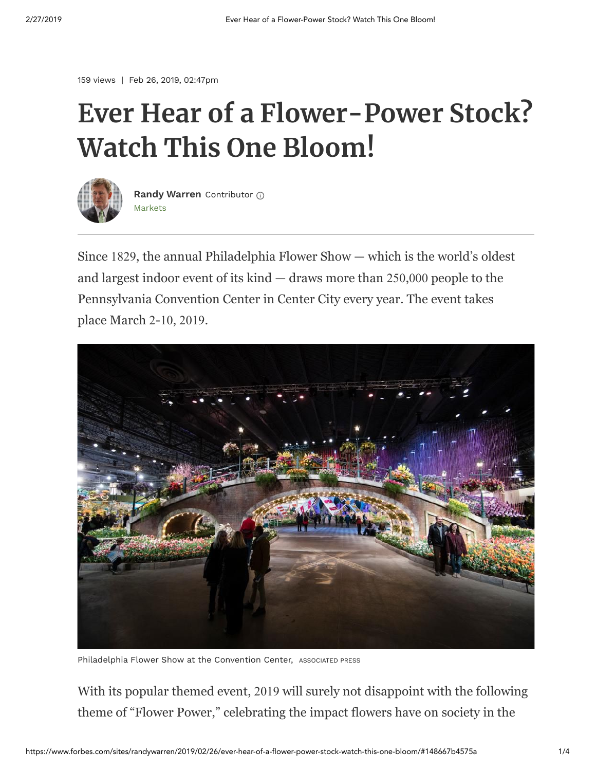159 views | Feb 26, 2019, 02:47pm

# Ever Hear of a Flower-Power Stock? Watch This One Bloom!

**Randy Warren** Contributor
Markets

Since 1829, the annual Philadelphia Flower Show — which is the world's oldest and largest indoor event of its kind — draws more than 250,000 people to the Pennsylvania Convention Center in Center City every year. The event takes place March 2-10, 2019.

Philadelphia Flower Show at the Convention Center, ASSOCIATED PRESS

With its popular themed event, 2019 will surely not disappoint with the following theme of "Flower Power," celebrating the impact flowers have on society in the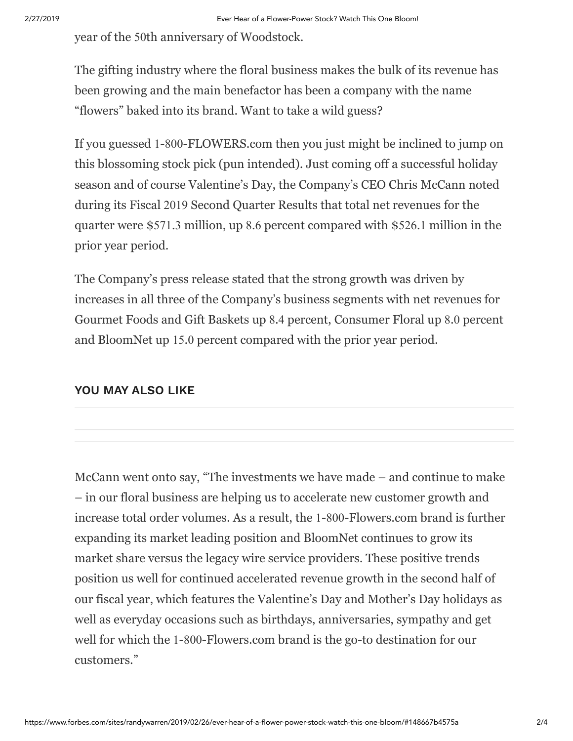year of the 50th anniversary of Woodstock.

The gifting industry where the floral business makes the bulk of its revenue has been growing and the main benefactor has been a company with the name "flowers" baked into its brand. Want to take a wild guess?

If you guessed 1-800-FLOWERS.com then you just might be inclined to jump on this blossoming stock pick (pun intended). Just coming off a successful holiday season and of course Valentine's Day, the Company's CEO Chris McCann noted during its Fiscal 2019 Second Quarter Results that total net revenues for the quarter were $571.3 million, up 8.6 percent compared with $526.1 million in the prior year period.

The Company's press release stated that the strong growth was driven by increases in all three of the Company's business segments with net revenues for Gourmet Foods and Gift Baskets up 8.4 percent, Consumer Floral up 8.0 percent and BloomNet up 15.0 percent compared with the prior year period.

**YOU MAY ALSO LIKE**

McCann went onto say, "The investments we have made – and continue to make – in our floral business are helping us to accelerate new customer growth and increase total order volumes. As a result, the 1-800-Flowers.com brand is further expanding its market leading position and BloomNet continues to grow its market share versus the legacy wire service providers. These positive trends position us well for continued accelerated revenue growth in the second half of our fiscal year, which features the Valentine's Day and Mother's Day holidays as well as everyday occasions such as birthdays, anniversaries, sympathy and get well for which the 1-800-Flowers.com brand is the go-to destination for our customers."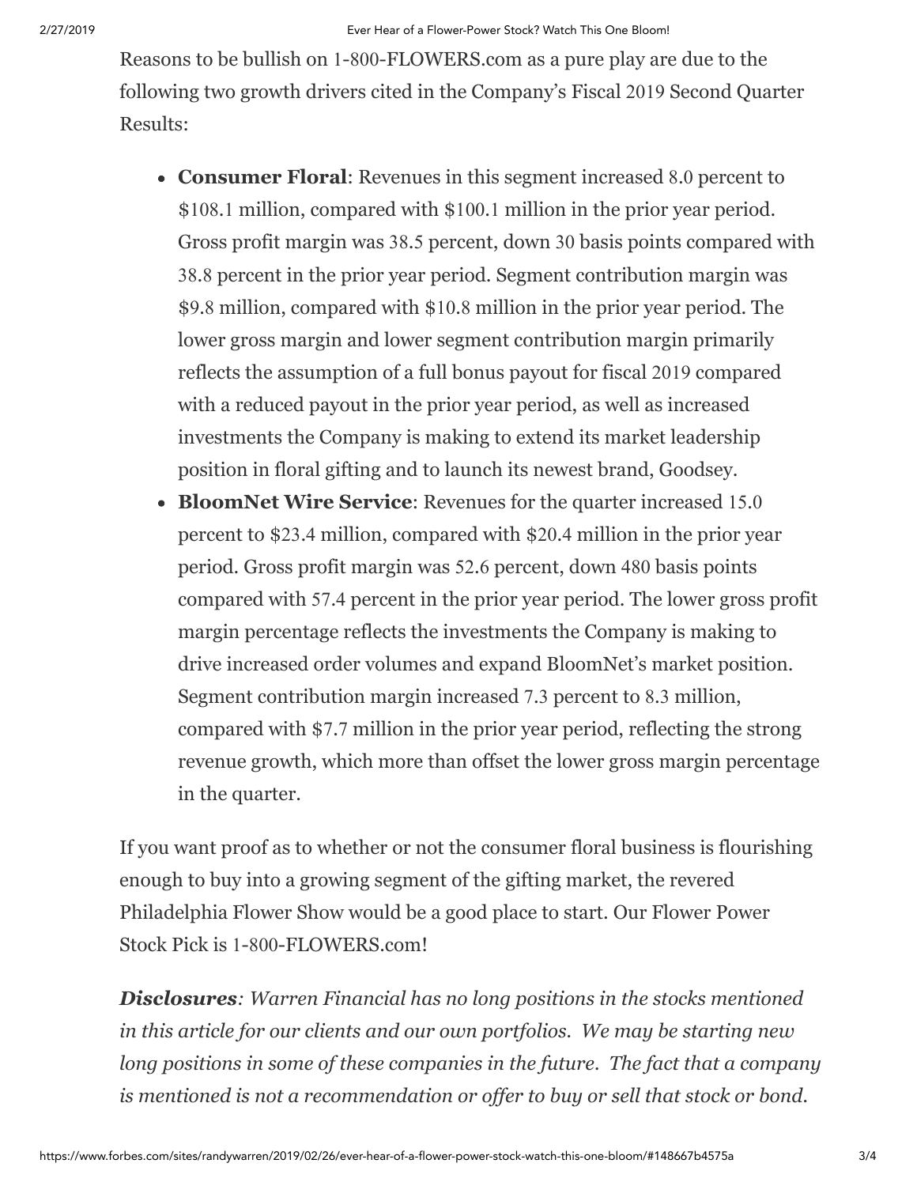Reasons to be bullish on 1-800-FLOWERS.com as a pure play are due to the following two growth drivers cited in the Company's Fiscal 2019 Second Quarter Results:

- **Consumer Floral**: Revenues in this segment increased 8.0 percent to $108.1 million, compared with $100.1 million in the prior year period. Gross profit margin was 38.5 percent, down 30 basis points compared with 38.8 percent in the prior year period. Segment contribution margin was $9.8 million, compared with $10.8 million in the prior year period. The lower gross margin and lower segment contribution margin primarily reflects the assumption of a full bonus payout for fiscal 2019 compared with a reduced payout in the prior year period, as well as increased investments the Company is making to extend its market leadership position in floral gifting and to launch its newest brand, Goodsey.
- **BloomNet Wire Service**: Revenues for the quarter increased 15.0 percent to $23.4 million, compared with $20.4 million in the prior year period. Gross profit margin was 52.6 percent, down 480 basis points compared with 57.4 percent in the prior year period. The lower gross profit margin percentage reflects the investments the Company is making to drive increased order volumes and expand BloomNet's market position. Segment contribution margin increased 7.3 percent to 8.3 million, compared with $7.7 million in the prior year period, reflecting the strong revenue growth, which more than offset the lower gross margin percentage in the quarter.

If you want proof as to whether or not the consumer floral business is flourishing enough to buy into a growing segment of the gifting market, the revered Philadelphia Flower Show would be a good place to start. Our Flower Power Stock Pick is 1-800-FLOWERS.com!

***Disclosures**: Warren Financial has no long positions in the stocks mentioned in this article for our clients and our own portfolios. We may be starting new long positions in some of these companies in the future. The fact that a company is mentioned is not a recommendation or offer to buy or sell that stock or bond.*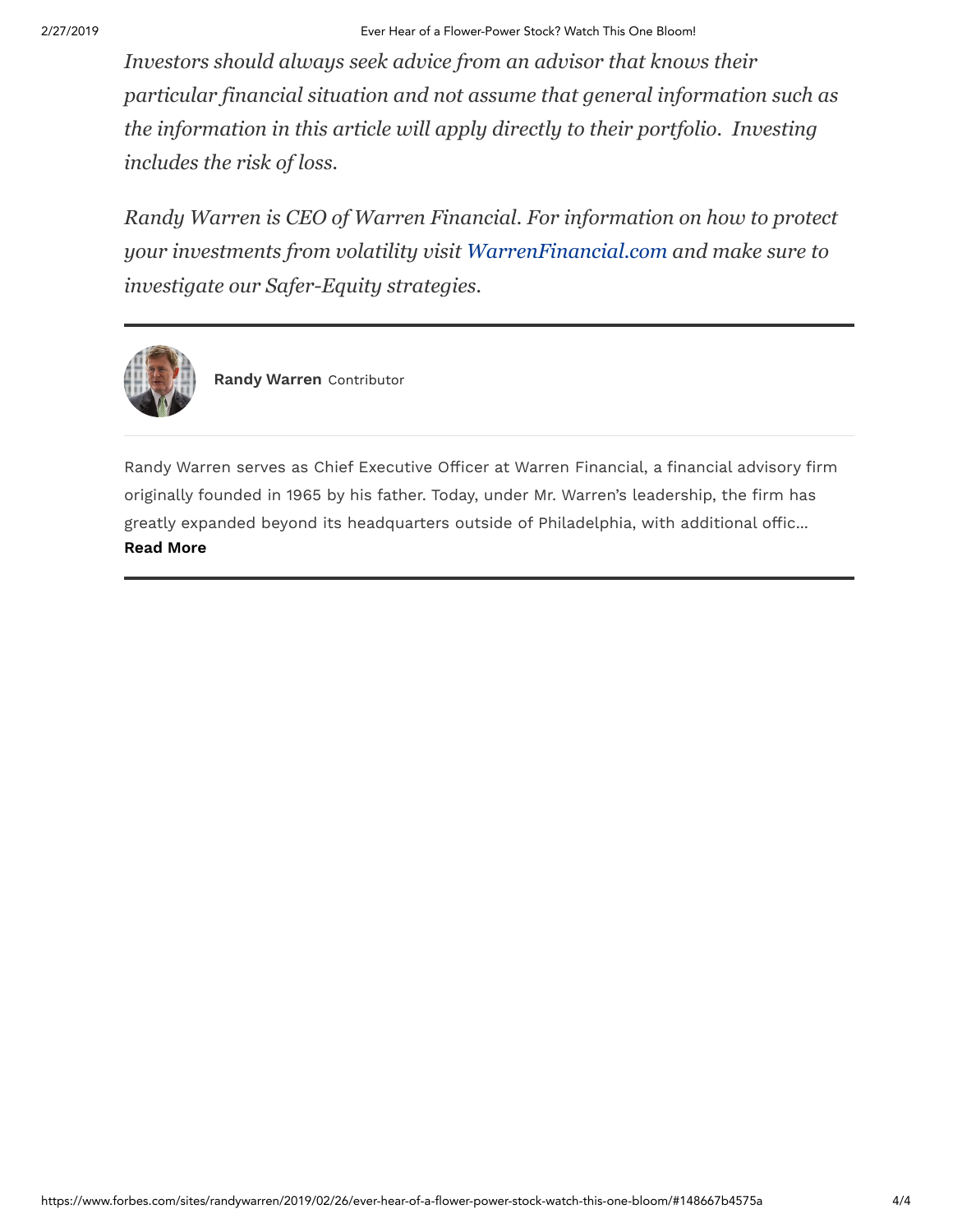*Investors should always seek advice from an advisor that knows their particular financial situation and not assume that general information such as the information in this article will apply directly to their portfolio. Investing includes the risk of loss.*

*Randy Warren is CEO of Warren Financial. For information on how to protect your investments from volatility visit WarrenFinancial.com and make sure to investigate our Safer-Equity strategies.*

---

**Randy Warren** Contributor

Randy Warren serves as Chief Executive Officer at Warren Financial, a financial advisory firm originally founded in 1965 by his father. Today, under Mr. Warren's leadership, the firm has greatly expanded beyond its headquarters outside of Philadelphia, with additional offic...

**Read More**

---